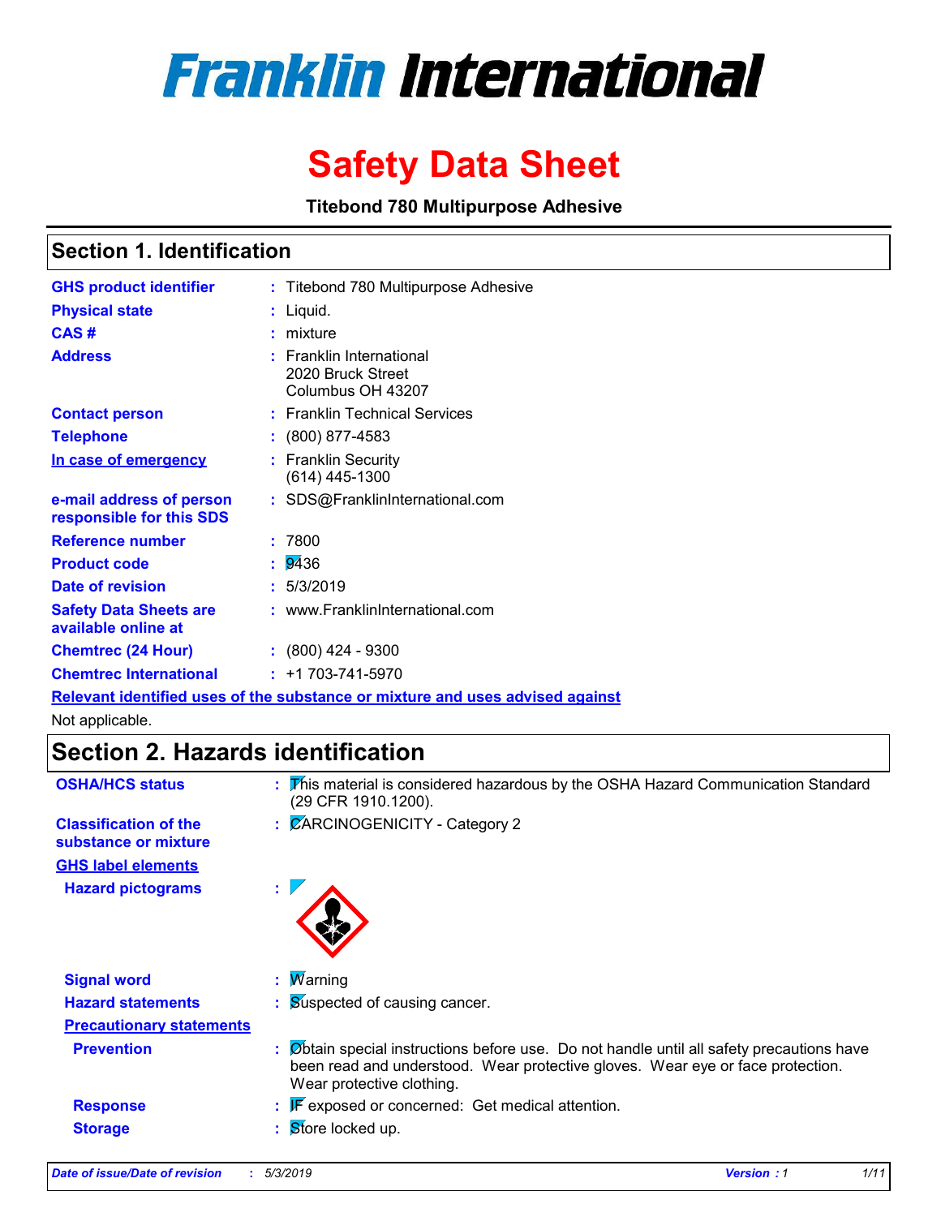# Franklin International

# Safety Data Sheet

**Titebond 780 Multipurpose Adhesive**

## Section 1. Identification

| | |
|---|---|
| **GHS product identifier** | : Titebond 780 Multipurpose Adhesive |
| **Physical state** | : Liquid. |
| **CAS #** | : mixture |
| **Address** | : Franklin International<br>2020 Bruck Street<br>Columbus OH 43207 |
| **Contact person** | : Franklin Technical Services |
| **Telephone** | : (800) 877-4583 |
| **In case of emergency** | : Franklin Security<br>(614) 445-1300 |
| **e-mail address of person responsible for this SDS** | : SDS@FranklinInternational.com |
| **Reference number** | : 7800 |
| **Product code** | : 9436 |
| **Date of revision** | : 5/3/2019 |
| **Safety Data Sheets are available online at** | : www.FranklinInternational.com |
| **Chemtrec (24 Hour)** | : (800) 424 - 9300 |
| **Chemtrec International** | : +1 703-741-5970 |

**Relevant identified uses of the substance or mixture and uses advised against**

Not applicable.

## Section 2. Hazards identification

| | |
|---|---|
| **OSHA/HCS status** | : This material is considered hazardous by the OSHA Hazard Communication Standard (29 CFR 1910.1200). |
| **Classification of the substance or mixture** | : CARCINOGENICITY - Category 2 |

**GHS label elements**

| | |
|---|---|
| **Hazard pictograms** | : |
| **Signal word** | : Warning |
| **Hazard statements** | : Suspected of causing cancer. |

**Precautionary statements**

| | |
|---|---|
| **Prevention** | : Obtain special instructions before use. Do not handle until all safety precautions have been read and understood. Wear protective gloves. Wear eye or face protection. Wear protective clothing. |
| **Response** | : IF exposed or concerned: Get medical attention. |
| **Storage** | : Store locked up. |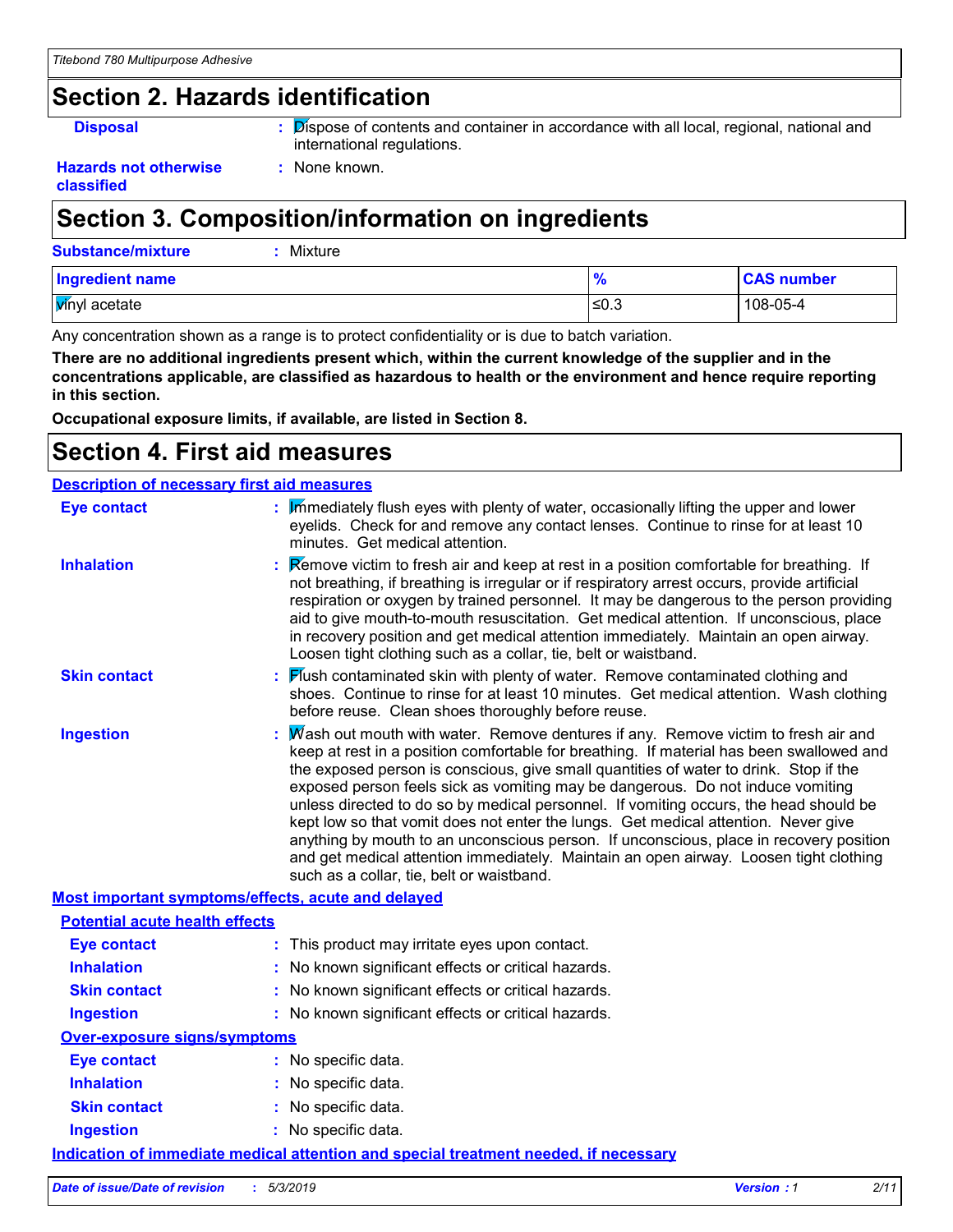# Section 2. Hazards identification

**Disposal** : Dispose of contents and container in accordance with all local, regional, national and international regulations.

**Hazards not otherwise classified** : None known.

# Section 3. Composition/information on ingredients

**Substance/mixture** : Mixture

| Ingredient name | % | CAS number |
|---|---|---|
| vinyl acetate | ≤0.3 | 108-05-4 |

Any concentration shown as a range is to protect confidentiality or is due to batch variation.

**There are no additional ingredients present which, within the current knowledge of the supplier and in the concentrations applicable, are classified as hazardous to health or the environment and hence require reporting in this section.**

**Occupational exposure limits, if available, are listed in Section 8.**

# Section 4. First aid measures

## Description of necessary first aid measures

**Eye contact** : Immediately flush eyes with plenty of water, occasionally lifting the upper and lower eyelids. Check for and remove any contact lenses. Continue to rinse for at least 10 minutes. Get medical attention.

**Inhalation** : Remove victim to fresh air and keep at rest in a position comfortable for breathing. If not breathing, if breathing is irregular or if respiratory arrest occurs, provide artificial respiration or oxygen by trained personnel. It may be dangerous to the person providing aid to give mouth-to-mouth resuscitation. Get medical attention. If unconscious, place in recovery position and get medical attention immediately. Maintain an open airway. Loosen tight clothing such as a collar, tie, belt or waistband.

**Skin contact** : Flush contaminated skin with plenty of water. Remove contaminated clothing and shoes. Continue to rinse for at least 10 minutes. Get medical attention. Wash clothing before reuse. Clean shoes thoroughly before reuse.

**Ingestion** : Wash out mouth with water. Remove dentures if any. Remove victim to fresh air and keep at rest in a position comfortable for breathing. If material has been swallowed and the exposed person is conscious, give small quantities of water to drink. Stop if the exposed person feels sick as vomiting may be dangerous. Do not induce vomiting unless directed to do so by medical personnel. If vomiting occurs, the head should be kept low so that vomit does not enter the lungs. Get medical attention. Never give anything by mouth to an unconscious person. If unconscious, place in recovery position and get medical attention immediately. Maintain an open airway. Loosen tight clothing such as a collar, tie, belt or waistband.

## Most important symptoms/effects, acute and delayed

### Potential acute health effects

**Eye contact** : This product may irritate eyes upon contact.

**Inhalation** : No known significant effects or critical hazards.

**Skin contact** : No known significant effects or critical hazards.

**Ingestion** : No known significant effects or critical hazards.

### Over-exposure signs/symptoms

**Eye contact** : No specific data.

**Inhalation** : No specific data.

**Skin contact** : No specific data.

**Ingestion** : No specific data.

## Indication of immediate medical attention and special treatment needed, if necessary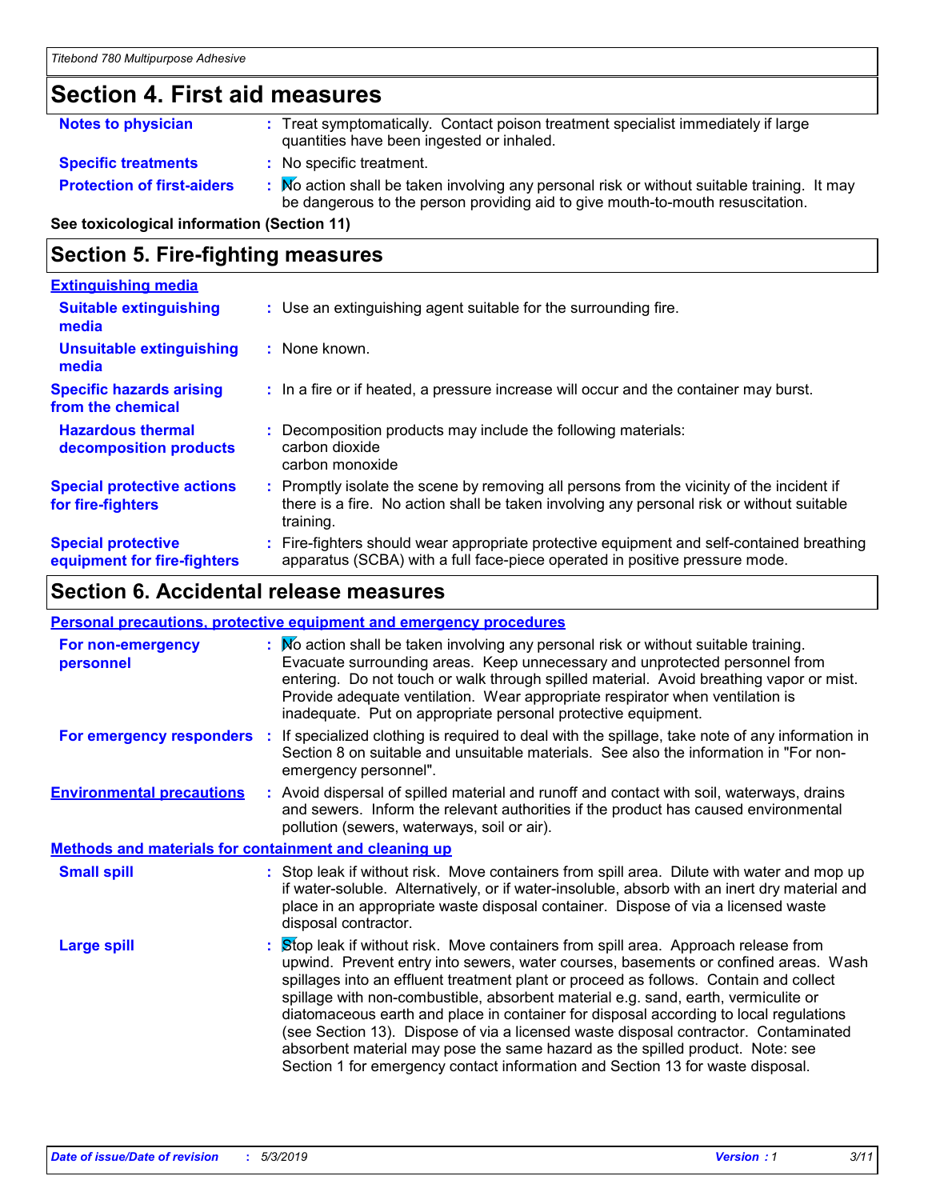## Section 4. First aid measures

**Notes to physician** : Treat symptomatically. Contact poison treatment specialist immediately if large quantities have been ingested or inhaled.

**Specific treatments** : No specific treatment.

**Protection of first-aiders** : No action shall be taken involving any personal risk or without suitable training. It may be dangerous to the person providing aid to give mouth-to-mouth resuscitation.

**See toxicological information (Section 11)**

## Section 5. Fire-fighting measures

**Extinguishing media**

**Suitable extinguishing media** : Use an extinguishing agent suitable for the surrounding fire.

**Unsuitable extinguishing media** : None known.

**Specific hazards arising from the chemical** : In a fire or if heated, a pressure increase will occur and the container may burst.

**Hazardous thermal decomposition products** : Decomposition products may include the following materials:
carbon dioxide
carbon monoxide

**Special protective actions for fire-fighters** : Promptly isolate the scene by removing all persons from the vicinity of the incident if there is a fire. No action shall be taken involving any personal risk or without suitable training.

**Special protective equipment for fire-fighters** : Fire-fighters should wear appropriate protective equipment and self-contained breathing apparatus (SCBA) with a full face-piece operated in positive pressure mode.

## Section 6. Accidental release measures

**Personal precautions, protective equipment and emergency procedures**

**For non-emergency personnel** : No action shall be taken involving any personal risk or without suitable training. Evacuate surrounding areas. Keep unnecessary and unprotected personnel from entering. Do not touch or walk through spilled material. Avoid breathing vapor or mist. Provide adequate ventilation. Wear appropriate respirator when ventilation is inadequate. Put on appropriate personal protective equipment.

**For emergency responders** : If specialized clothing is required to deal with the spillage, take note of any information in Section 8 on suitable and unsuitable materials. See also the information in "For non-emergency personnel".

**Environmental precautions** : Avoid dispersal of spilled material and runoff and contact with soil, waterways, drains and sewers. Inform the relevant authorities if the product has caused environmental pollution (sewers, waterways, soil or air).

**Methods and materials for containment and cleaning up**

**Small spill** : Stop leak if without risk. Move containers from spill area. Dilute with water and mop up if water-soluble. Alternatively, or if water-insoluble, absorb with an inert dry material and place in an appropriate waste disposal container. Dispose of via a licensed waste disposal contractor.

**Large spill** : Stop leak if without risk. Move containers from spill area. Approach release from upwind. Prevent entry into sewers, water courses, basements or confined areas. Wash spillages into an effluent treatment plant or proceed as follows. Contain and collect spillage with non-combustible, absorbent material e.g. sand, earth, vermiculite or diatomaceous earth and place in container for disposal according to local regulations (see Section 13). Dispose of via a licensed waste disposal contractor. Contaminated absorbent material may pose the same hazard as the spilled product. Note: see Section 1 for emergency contact information and Section 13 for waste disposal.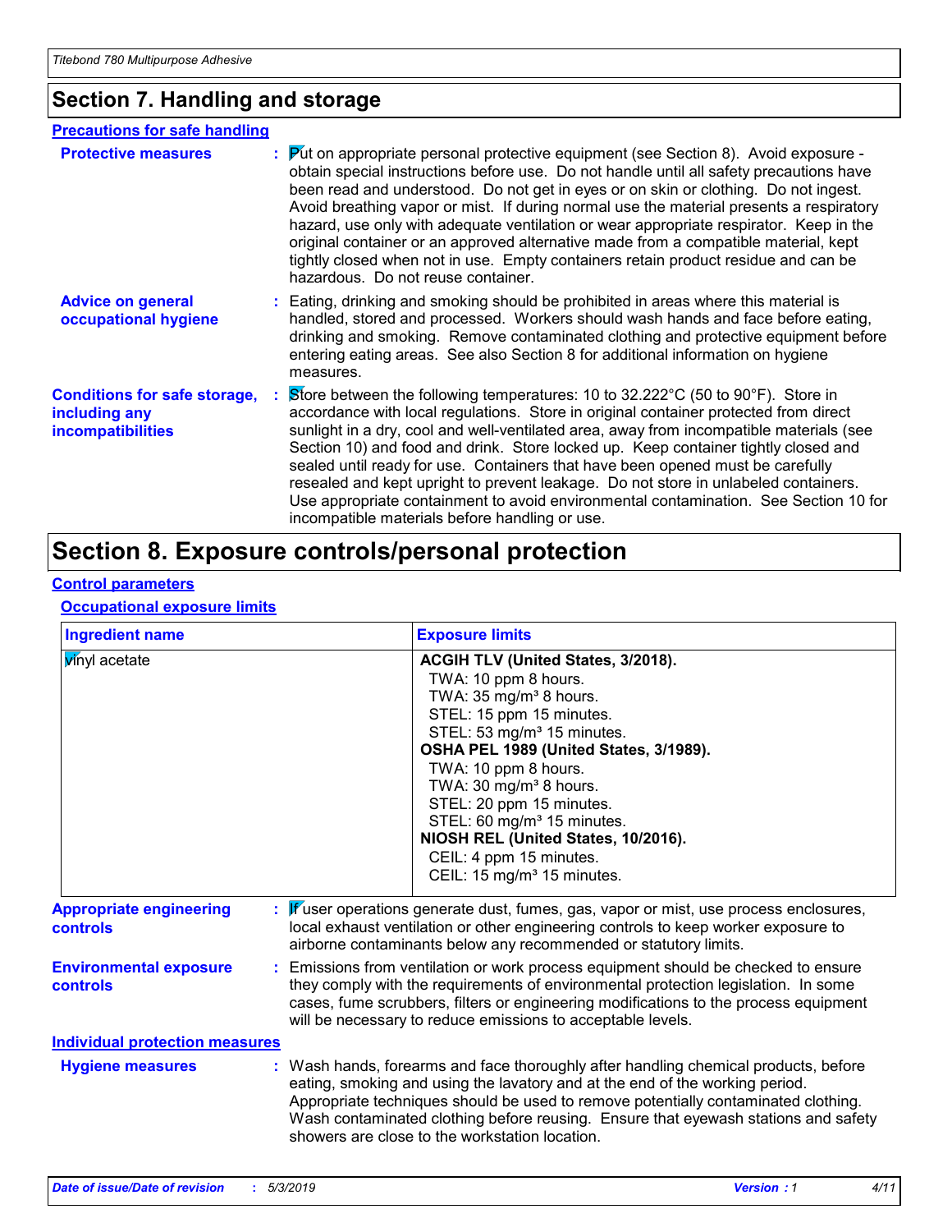## Section 7. Handling and storage

### Precautions for safe handling

**Protective measures** : Put on appropriate personal protective equipment (see Section 8). Avoid exposure - obtain special instructions before use. Do not handle until all safety precautions have been read and understood. Do not get in eyes or on skin or clothing. Do not ingest. Avoid breathing vapor or mist. If during normal use the material presents a respiratory hazard, use only with adequate ventilation or wear appropriate respirator. Keep in the original container or an approved alternative made from a compatible material, kept tightly closed when not in use. Empty containers retain product residue and can be hazardous. Do not reuse container.

**Advice on general occupational hygiene** : Eating, drinking and smoking should be prohibited in areas where this material is handled, stored and processed. Workers should wash hands and face before eating, drinking and smoking. Remove contaminated clothing and protective equipment before entering eating areas. See also Section 8 for additional information on hygiene measures.

**Conditions for safe storage, including any incompatibilities** : Store between the following temperatures: 10 to 32.222°C (50 to 90°F). Store in accordance with local regulations. Store in original container protected from direct sunlight in a dry, cool and well-ventilated area, away from incompatible materials (see Section 10) and food and drink. Store locked up. Keep container tightly closed and sealed until ready for use. Containers that have been opened must be carefully resealed and kept upright to prevent leakage. Do not store in unlabeled containers. Use appropriate containment to avoid environmental contamination. See Section 10 for incompatible materials before handling or use.

## Section 8. Exposure controls/personal protection

### Control parameters

#### Occupational exposure limits

| Ingredient name | Exposure limits |
|---|---|
| vinyl acetate | **ACGIH TLV (United States, 3/2018).**<br>TWA: 10 ppm 8 hours.<br>TWA: 35 mg/m³ 8 hours.<br>STEL: 15 ppm 15 minutes.<br>STEL: 53 mg/m³ 15 minutes.<br>**OSHA PEL 1989 (United States, 3/1989).**<br>TWA: 10 ppm 8 hours.<br>TWA: 30 mg/m³ 8 hours.<br>STEL: 20 ppm 15 minutes.<br>STEL: 60 mg/m³ 15 minutes.<br>**NIOSH REL (United States, 10/2016).**<br>CEIL: 4 ppm 15 minutes.<br>CEIL: 15 mg/m³ 15 minutes. |

**Appropriate engineering controls** : If user operations generate dust, fumes, gas, vapor or mist, use process enclosures, local exhaust ventilation or other engineering controls to keep worker exposure to airborne contaminants below any recommended or statutory limits.

**Environmental exposure controls** : Emissions from ventilation or work process equipment should be checked to ensure they comply with the requirements of environmental protection legislation. In some cases, fume scrubbers, filters or engineering modifications to the process equipment will be necessary to reduce emissions to acceptable levels.

### Individual protection measures

**Hygiene measures** : Wash hands, forearms and face thoroughly after handling chemical products, before eating, smoking and using the lavatory and at the end of the working period. Appropriate techniques should be used to remove potentially contaminated clothing. Wash contaminated clothing before reusing. Ensure that eyewash stations and safety showers are close to the workstation location.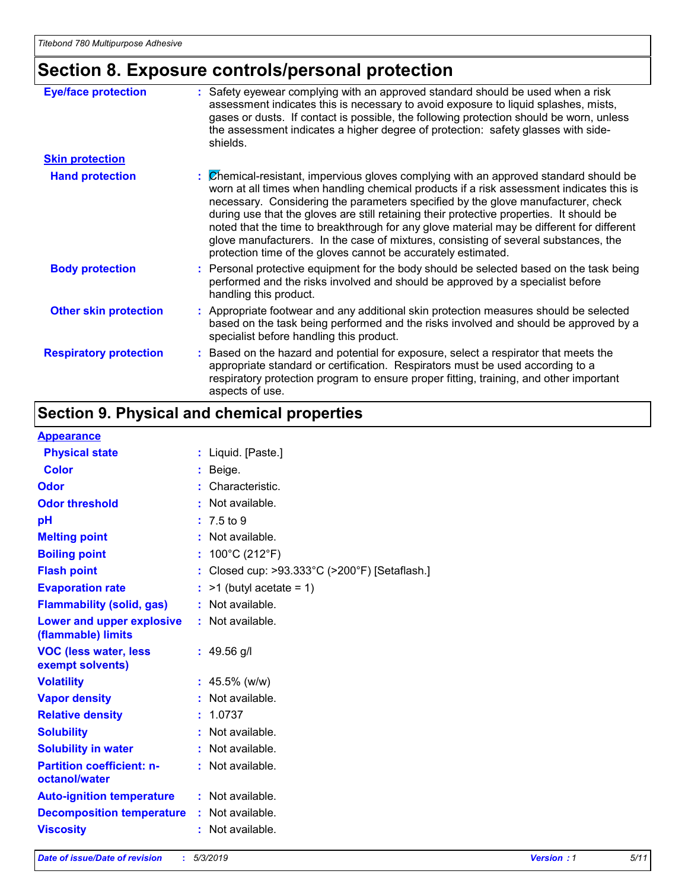## Section 8. Exposure controls/personal protection

**Eye/face protection** : Safety eyewear complying with an approved standard should be used when a risk assessment indicates this is necessary to avoid exposure to liquid splashes, mists, gases or dusts. If contact is possible, the following protection should be worn, unless the assessment indicates a higher degree of protection: safety glasses with side-shields.

**Skin protection**

**Hand protection** : Chemical-resistant, impervious gloves complying with an approved standard should be worn at all times when handling chemical products if a risk assessment indicates this is necessary. Considering the parameters specified by the glove manufacturer, check during use that the gloves are still retaining their protective properties. It should be noted that the time to breakthrough for any glove material may be different for different glove manufacturers. In the case of mixtures, consisting of several substances, the protection time of the gloves cannot be accurately estimated.

**Body protection** : Personal protective equipment for the body should be selected based on the task being performed and the risks involved and should be approved by a specialist before handling this product.

**Other skin protection** : Appropriate footwear and any additional skin protection measures should be selected based on the task being performed and the risks involved and should be approved by a specialist before handling this product.

**Respiratory protection** : Based on the hazard and potential for exposure, select a respirator that meets the appropriate standard or certification. Respirators must be used according to a respiratory protection program to ensure proper fitting, training, and other important aspects of use.

## Section 9. Physical and chemical properties

**Appearance**

| | |
|---|---|
| **Physical state** | Liquid. [Paste.] |
| **Color** | Beige. |
| **Odor** | Characteristic. |
| **Odor threshold** | Not available. |
| **pH** | 7.5 to 9 |
| **Melting point** | Not available. |
| **Boiling point** | 100°C (212°F) |
| **Flash point** | Closed cup: >93.333°C (>200°F) [Setaflash.] |
| **Evaporation rate** | >1 (butyl acetate = 1) |
| **Flammability (solid, gas)** | Not available. |
| **Lower and upper explosive (flammable) limits** | Not available. |
| **VOC (less water, less exempt solvents)** | 49.56 g/l |
| **Volatility** | 45.5% (w/w) |
| **Vapor density** | Not available. |
| **Relative density** | 1.0737 |
| **Solubility** | Not available. |
| **Solubility in water** | Not available. |
| **Partition coefficient: n-octanol/water** | Not available. |
| **Auto-ignition temperature** | Not available. |
| **Decomposition temperature** | Not available. |
| **Viscosity** | Not available. |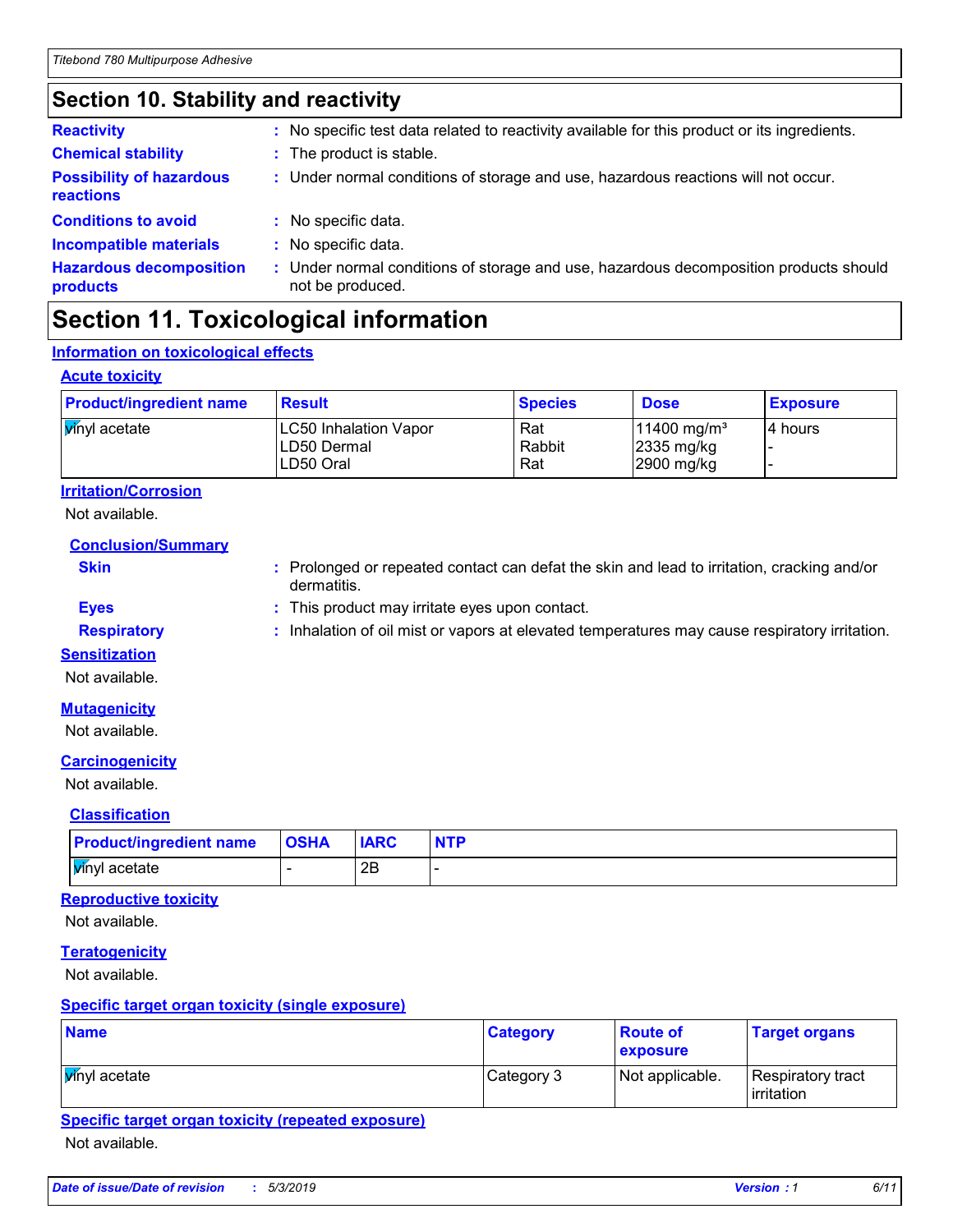## Section 10. Stability and reactivity

**Reactivity** : No specific test data related to reactivity available for this product or its ingredients.

**Chemical stability** : The product is stable.

**Possibility of hazardous reactions** : Under normal conditions of storage and use, hazardous reactions will not occur.

**Conditions to avoid** : No specific data.

**Incompatible materials** : No specific data.

**Hazardous decomposition products** : Under normal conditions of storage and use, hazardous decomposition products should not be produced.

## Section 11. Toxicological information

### Information on toxicological effects

#### Acute toxicity

| Product/ingredient name | Result | Species | Dose | Exposure |
|---|---|---|---|---|
| vinyl acetate | LC50 Inhalation Vapor<br>LD50 Dermal<br>LD50 Oral | Rat<br>Rabbit<br>Rat | 11400 mg/m³<br>2335 mg/kg<br>2900 mg/kg | 4 hours<br>-<br>- |

#### Irritation/Corrosion

Not available.

#### Conclusion/Summary

**Skin** : Prolonged or repeated contact can defat the skin and lead to irritation, cracking and/or dermatitis.

**Eyes** : This product may irritate eyes upon contact.

**Respiratory** : Inhalation of oil mist or vapors at elevated temperatures may cause respiratory irritation.

#### Sensitization

Not available.

#### Mutagenicity

Not available.

#### Carcinogenicity

Not available.

#### Classification

| Product/ingredient name | OSHA | IARC | NTP |
|---|---|---|---|
| vinyl acetate | - | 2B | - |

#### Reproductive toxicity

Not available.

#### Teratogenicity

Not available.

#### Specific target organ toxicity (single exposure)

| Name | Category | Route of exposure | Target organs |
|---|---|---|---|
| vinyl acetate | Category 3 | Not applicable. | Respiratory tract irritation |

#### Specific target organ toxicity (repeated exposure)

Not available.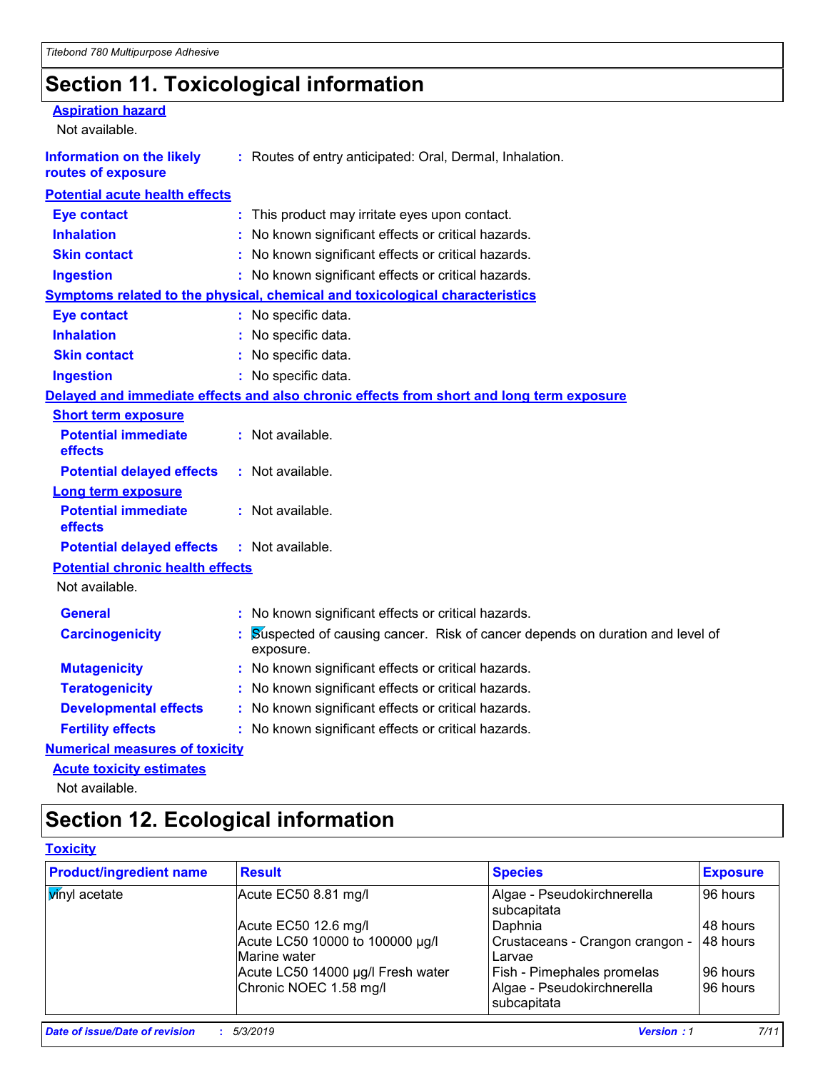# Section 11. Toxicological information

**Aspiration hazard**

Not available.

**Information on the likely routes of exposure** : Routes of entry anticipated: Oral, Dermal, Inhalation.

**Potential acute health effects**

**Eye contact** : This product may irritate eyes upon contact.

**Inhalation** : No known significant effects or critical hazards.

**Skin contact** : No known significant effects or critical hazards.

**Ingestion** : No known significant effects or critical hazards.

**Symptoms related to the physical, chemical and toxicological characteristics**

**Eye contact** : No specific data.

**Inhalation** : No specific data.

**Skin contact** : No specific data.

**Ingestion** : No specific data.

**Delayed and immediate effects and also chronic effects from short and long term exposure**

**Short term exposure**

**Potential immediate effects** : Not available.

**Potential delayed effects** : Not available.

**Long term exposure**

**Potential immediate effects** : Not available.

**Potential delayed effects** : Not available.

**Potential chronic health effects**

Not available.

**General** : No known significant effects or critical hazards.

**Carcinogenicity** : Suspected of causing cancer. Risk of cancer depends on duration and level of exposure.

**Mutagenicity** : No known significant effects or critical hazards.

**Teratogenicity** : No known significant effects or critical hazards.

**Developmental effects** : No known significant effects or critical hazards.

**Fertility effects** : No known significant effects or critical hazards.

**Numerical measures of toxicity**

**Acute toxicity estimates**

Not available.

# Section 12. Ecological information

**Toxicity**

| Product/ingredient name | Result | Species | Exposure |
|---|---|---|---|
| vinyl acetate | Acute EC50 8.81 mg/l | Algae - Pseudokirchnerella subcapitata | 96 hours |
| | Acute EC50 12.6 mg/l | Daphnia | 48 hours |
| | Acute LC50 10000 to 100000 µg/l Marine water | Crustaceans - Crangon crangon - Larvae | 48 hours |
| | Acute LC50 14000 µg/l Fresh water | Fish - Pimephales promelas | 96 hours |
| | Chronic NOEC 1.58 mg/l | Algae - Pseudokirchnerella subcapitata | 96 hours |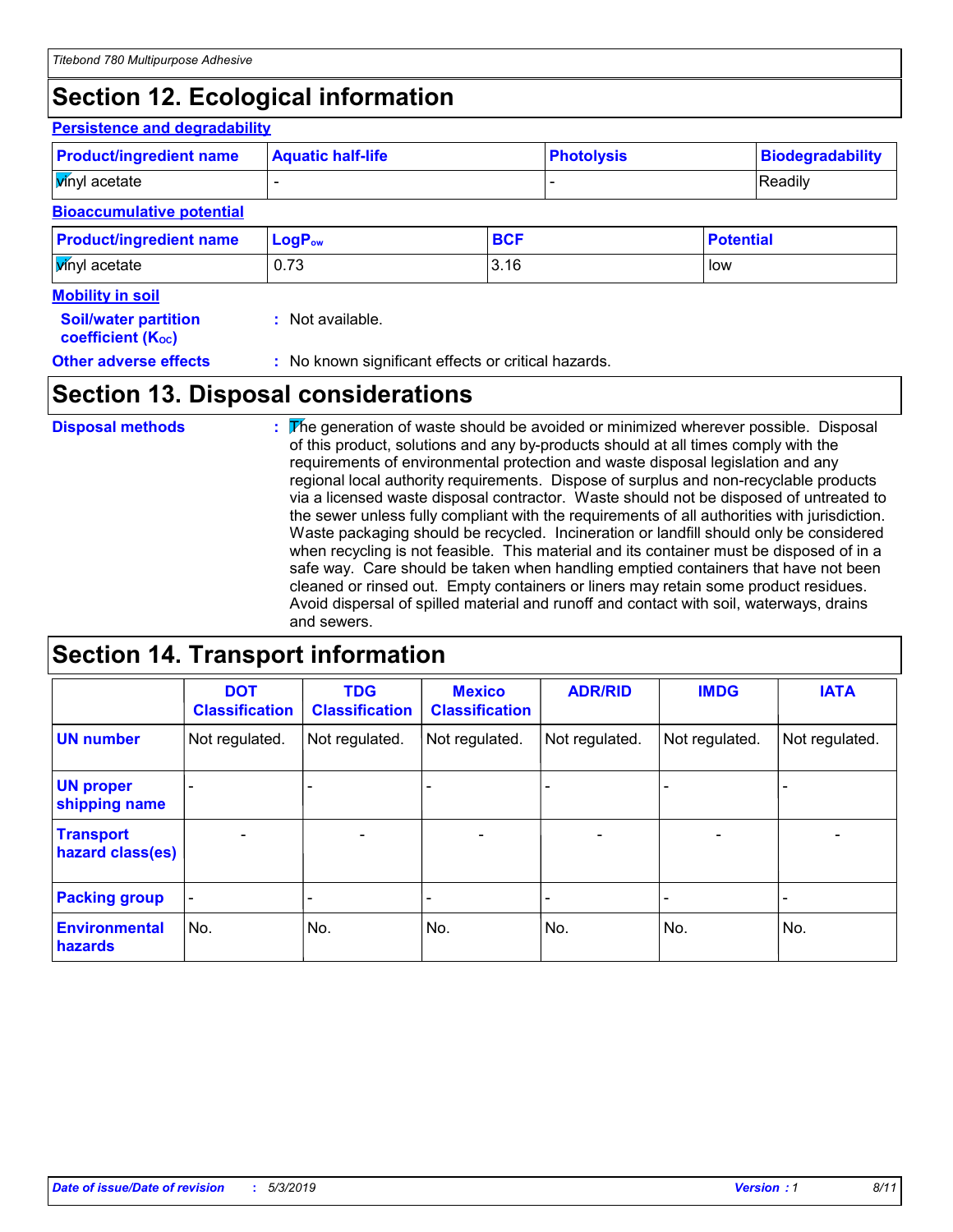# Section 12. Ecological information

### Persistence and degradability

| Product/ingredient name | Aquatic half-life | Photolysis | Biodegradability |
|---|---|---|---|
| vinyl acetate | - | - | Readily |

### Bioaccumulative potential

| Product/ingredient name | $LogP_{ow}$ | BCF | Potential |
|---|---|---|---|
| vinyl acetate | 0.73 | 3.16 | low |

### Mobility in soil

**Soil/water partition coefficient ($K_{OC}$)** : Not available.

**Other adverse effects** : No known significant effects or critical hazards.

# Section 13. Disposal considerations

**Disposal methods** : The generation of waste should be avoided or minimized wherever possible. Disposal of this product, solutions and any by-products should at all times comply with the requirements of environmental protection and waste disposal legislation and any regional local authority requirements. Dispose of surplus and non-recyclable products via a licensed waste disposal contractor. Waste should not be disposed of untreated to the sewer unless fully compliant with the requirements of all authorities with jurisdiction. Waste packaging should be recycled. Incineration or landfill should only be considered when recycling is not feasible. This material and its container must be disposed of in a safe way. Care should be taken when handling emptied containers that have not been cleaned or rinsed out. Empty containers or liners may retain some product residues. Avoid dispersal of spilled material and runoff and contact with soil, waterways, drains and sewers.

# Section 14. Transport information

| | DOT Classification | TDG Classification | Mexico Classification | ADR/RID | IMDG | IATA |
|---|---|---|---|---|---|---|
| UN number | Not regulated. | Not regulated. | Not regulated. | Not regulated. | Not regulated. | Not regulated. |
| UN proper shipping name | - | - | - | - | - | - |
| Transport hazard class(es) | - | - | - | - | - | - |
| Packing group | - | - | - | - | - | - |
| Environmental hazards | No. | No. | No. | No. | No. | No. |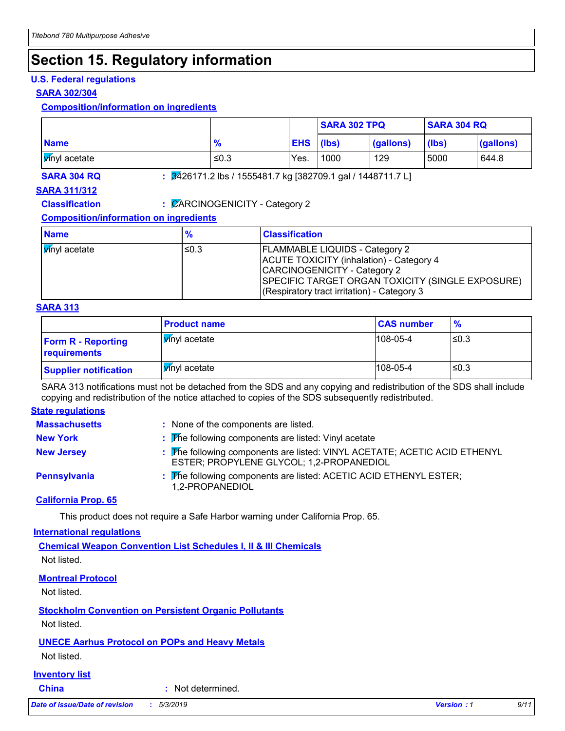# Section 15. Regulatory information

### U.S. Federal regulations

#### SARA 302/304

##### Composition/information on ingredients

| | | | SARA 302 TPQ | | SARA 304 RQ | |
|---|---|---|---|---|---|---|
| **Name** | **%** | **EHS** | **(lbs)** | **(gallons)** | **(lbs)** | **(gallons)** |
| vinyl acetate | ≤0.3 | Yes. | 1000 | 129 | 5000 | 644.8 |

**SARA 304 RQ** : 3426171.2 lbs / 1555481.7 kg [382709.1 gal / 1448711.7 L]

#### SARA 311/312

**Classification** : CARCINOGENICITY - Category 2

##### Composition/information on ingredients

| Name | % | Classification |
|---|---|---|
| vinyl acetate | ≤0.3 | FLAMMABLE LIQUIDS - Category 2<br>ACUTE TOXICITY (inhalation) - Category 4<br>CARCINOGENICITY - Category 2<br>SPECIFIC TARGET ORGAN TOXICITY (SINGLE EXPOSURE) (Respiratory tract irritation) - Category 3 |

#### SARA 313

| | Product name | CAS number | % |
|---|---|---|---|
| **Form R - Reporting requirements** | vinyl acetate | 108-05-4 | ≤0.3 |
| **Supplier notification** | vinyl acetate | 108-05-4 | ≤0.3 |

SARA 313 notifications must not be detached from the SDS and any copying and redistribution of the SDS shall include copying and redistribution of the notice attached to copies of the SDS subsequently redistributed.

### State regulations

**Massachusetts** : None of the components are listed.

**New York** : The following components are listed: Vinyl acetate

**New Jersey** : The following components are listed: VINYL ACETATE; ACETIC ACID ETHENYL ESTER; PROPYLENE GLYCOL; 1,2-PROPANEDIOL

**Pennsylvania** : The following components are listed: ACETIC ACID ETHENYL ESTER; 1,2-PROPANEDIOL

#### California Prop. 65

This product does not require a Safe Harbor warning under California Prop. 65.

### International regulations

#### Chemical Weapon Convention List Schedules I, II & III Chemicals

Not listed.

#### Montreal Protocol

Not listed.

#### Stockholm Convention on Persistent Organic Pollutants

Not listed.

#### UNECE Aarhus Protocol on POPs and Heavy Metals

Not listed.

### Inventory list

**China** : Not determined.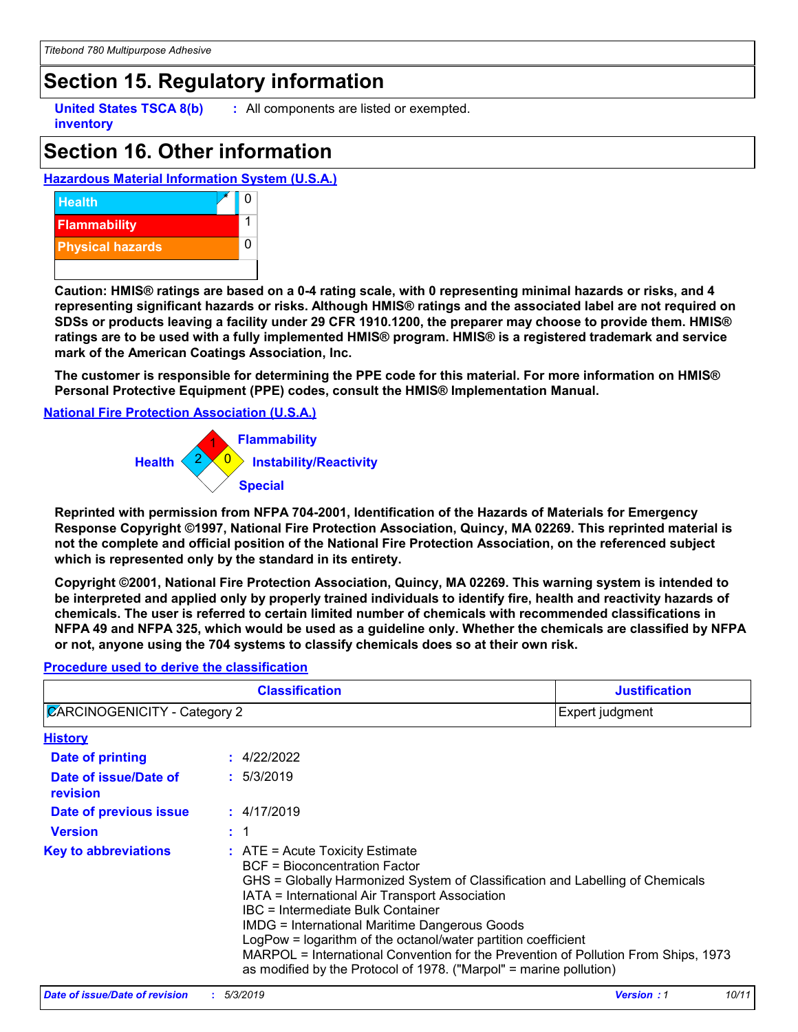# Section 15. Regulatory information

**United States TSCA 8(b) inventory** : All components are listed or exempted.

# Section 16. Other information

**Hazardous Material Information System (U.S.A.)**

| | |
|---|---|
| Health | * 0 |
| Flammability | 1 |
| Physical hazards | 0 |

**Caution: HMIS® ratings are based on a 0-4 rating scale, with 0 representing minimal hazards or risks, and 4 representing significant hazards or risks. Although HMIS® ratings and the associated label are not required on SDSs or products leaving a facility under 29 CFR 1910.1200, the preparer may choose to provide them. HMIS® ratings are to be used with a fully implemented HMIS® program. HMIS® is a registered trademark and service mark of the American Coatings Association, Inc.**

**The customer is responsible for determining the PPE code for this material. For more information on HMIS® Personal Protective Equipment (PPE) codes, consult the HMIS® Implementation Manual.**

**National Fire Protection Association (U.S.A.)**

Flammability: 1
Health: 2
Instability/Reactivity: 0
Special:

**Reprinted with permission from NFPA 704-2001, Identification of the Hazards of Materials for Emergency Response Copyright ©1997, National Fire Protection Association, Quincy, MA 02269. This reprinted material is not the complete and official position of the National Fire Protection Association, on the referenced subject which is represented only by the standard in its entirety.**

**Copyright ©2001, National Fire Protection Association, Quincy, MA 02269. This warning system is intended to be interpreted and applied only by properly trained individuals to identify fire, health and reactivity hazards of chemicals. The user is referred to certain limited number of chemicals with recommended classifications in NFPA 49 and NFPA 325, which would be used as a guideline only. Whether the chemicals are classified by NFPA or not, anyone using the 704 systems to classify chemicals does so at their own risk.**

**Procedure used to derive the classification**

| Classification | Justification |
|---|---|
| CARCINOGENICITY - Category 2 | Expert judgment |

**History**

**Date of printing** : 4/22/2022

**Date of issue/Date of revision** : 5/3/2019

**Date of previous issue** : 4/17/2019

**Version** : 1

**Key to abbreviations** : ATE = Acute Toxicity Estimate
BCF = Bioconcentration Factor
GHS = Globally Harmonized System of Classification and Labelling of Chemicals
IATA = International Air Transport Association
IBC = Intermediate Bulk Container
IMDG = International Maritime Dangerous Goods
LogPow = logarithm of the octanol/water partition coefficient
MARPOL = International Convention for the Prevention of Pollution From Ships, 1973 as modified by the Protocol of 1978. ("Marpol" = marine pollution)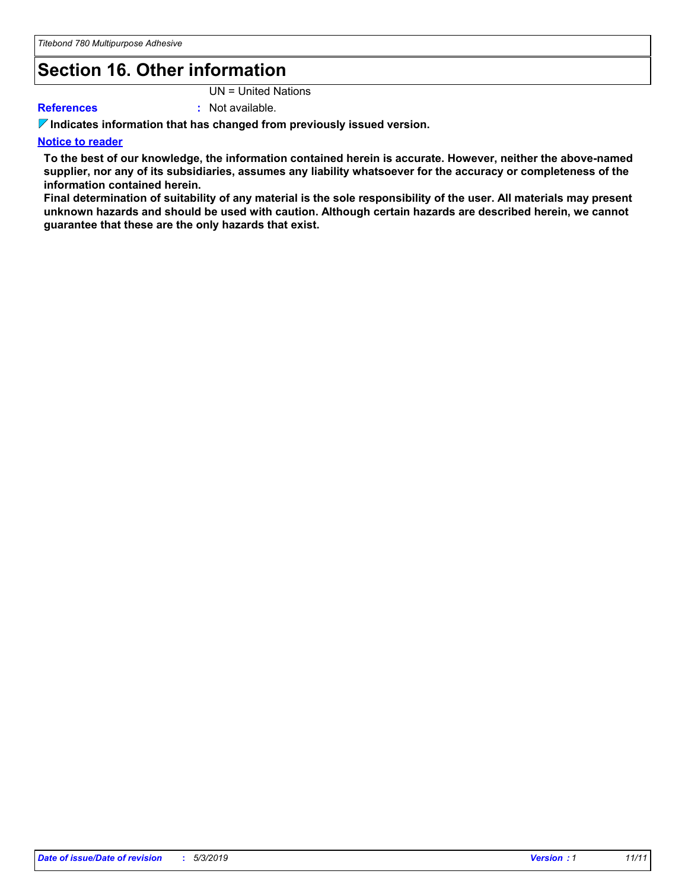## Section 16. Other information

UN = United Nations

**References** : Not available.

**Indicates information that has changed from previously issued version.**

**Notice to reader**

**To the best of our knowledge, the information contained herein is accurate. However, neither the above-named supplier, nor any of its subsidiaries, assumes any liability whatsoever for the accuracy or completeness of the information contained herein.**
**Final determination of suitability of any material is the sole responsibility of the user. All materials may present unknown hazards and should be used with caution. Although certain hazards are described herein, we cannot guarantee that these are the only hazards that exist.**